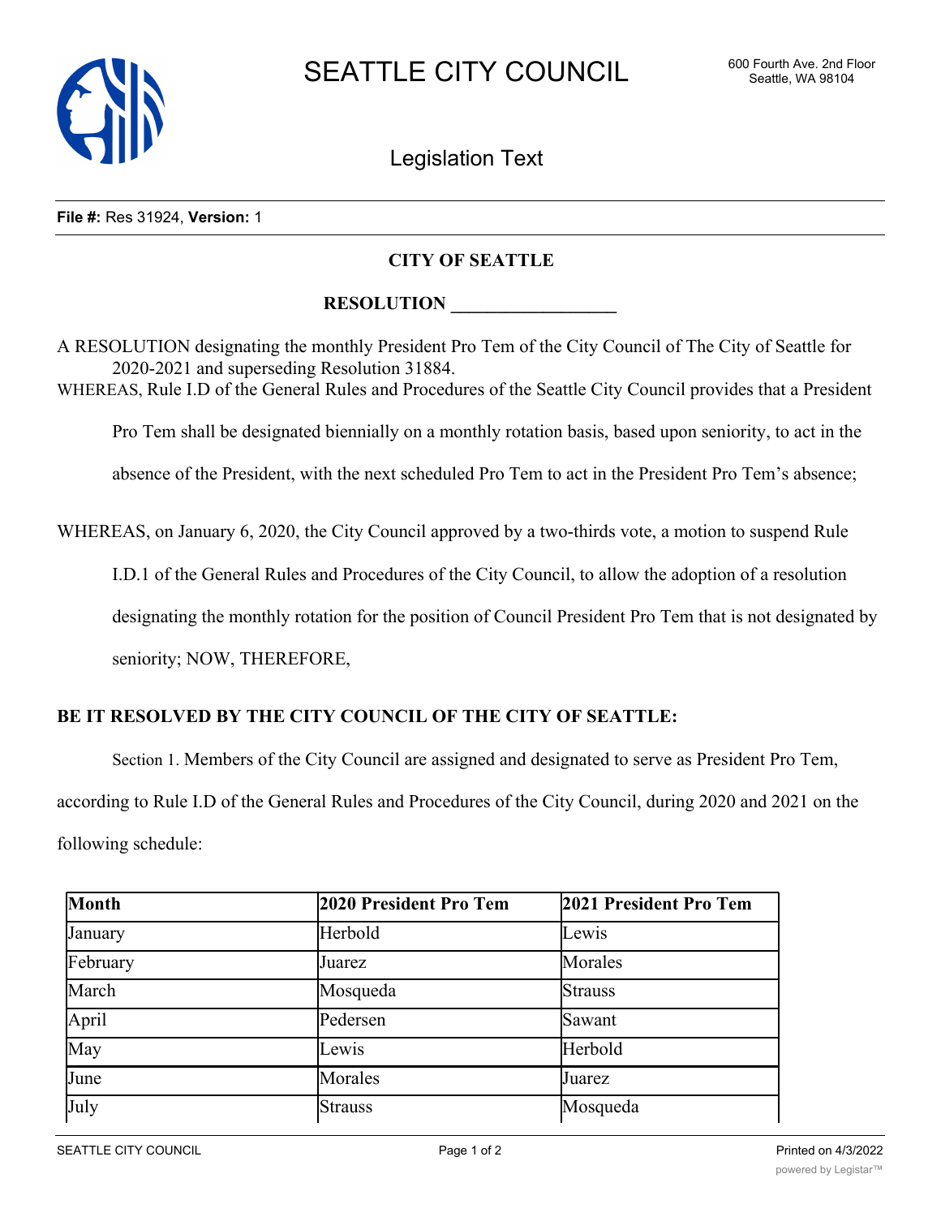# SEATTLE CITY COUNCIL

600 Fourth Ave. 2nd Floor
Seattle, WA 98104

## Legislation Text

**File #:** Res 31924, **Version:** 1

**CITY OF SEATTLE**

**RESOLUTION __________________**

A RESOLUTION designating the monthly President Pro Tem of the City Council of The City of Seattle for 2020-2021 and superseding Resolution 31884.

WHEREAS, Rule I.D of the General Rules and Procedures of the Seattle City Council provides that a President Pro Tem shall be designated biennially on a monthly rotation basis, based upon seniority, to act in the absence of the President, with the next scheduled Pro Tem to act in the President Pro Tem's absence;

WHEREAS, on January 6, 2020, the City Council approved by a two-thirds vote, a motion to suspend Rule I.D.1 of the General Rules and Procedures of the City Council, to allow the adoption of a resolution designating the monthly rotation for the position of Council President Pro Tem that is not designated by seniority; NOW, THEREFORE,

**BE IT RESOLVED BY THE CITY COUNCIL OF THE CITY OF SEATTLE:**

Section 1. Members of the City Council are assigned and designated to serve as President Pro Tem, according to Rule I.D of the General Rules and Procedures of the City Council, during 2020 and 2021 on the following schedule:

| Month | 2020 President Pro Tem | 2021 President Pro Tem |
|---|---|---|
| January | Herbold | Lewis |
| February | Juarez | Morales |
| March | Mosqueda | Strauss |
| April | Pedersen | Sawant |
| May | Lewis | Herbold |
| June | Morales | Juarez |
| July | Strauss | Mosqueda |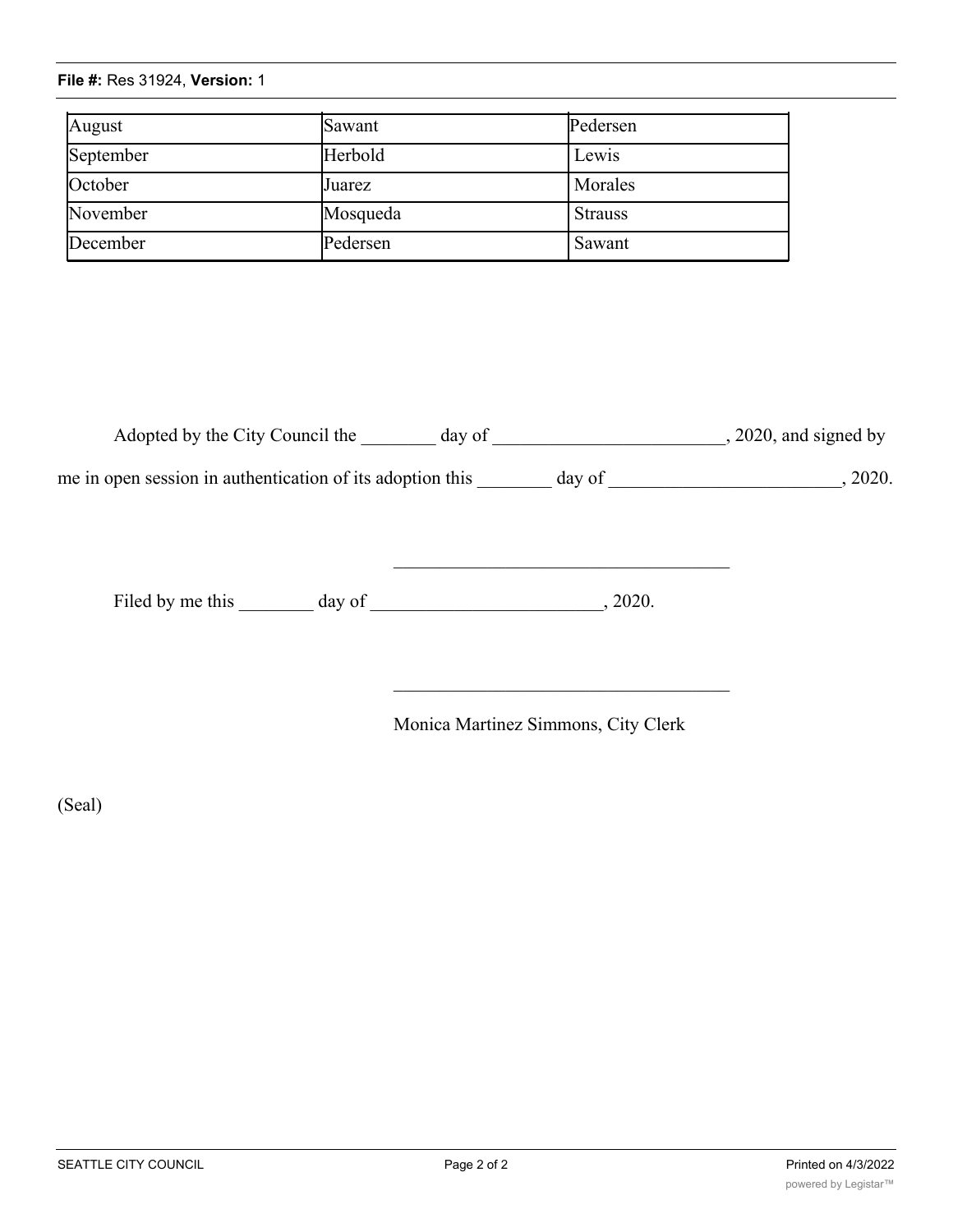| | | |
|---|---|---|
| August | Sawant | Pedersen |
| September | Herbold | Lewis |
| October | Juarez | Morales |
| November | Mosqueda | Strauss |
| December | Pedersen | Sawant |

Adopted by the City Council the ________ day of _________________________, 2020, and signed by me in open session in authentication of its adoption this ________ day of _________________________, 2020.

____________________________________

Filed by me this ________ day of _________________________, 2020.

____________________________________

Monica Martinez Simmons, City Clerk

(Seal)